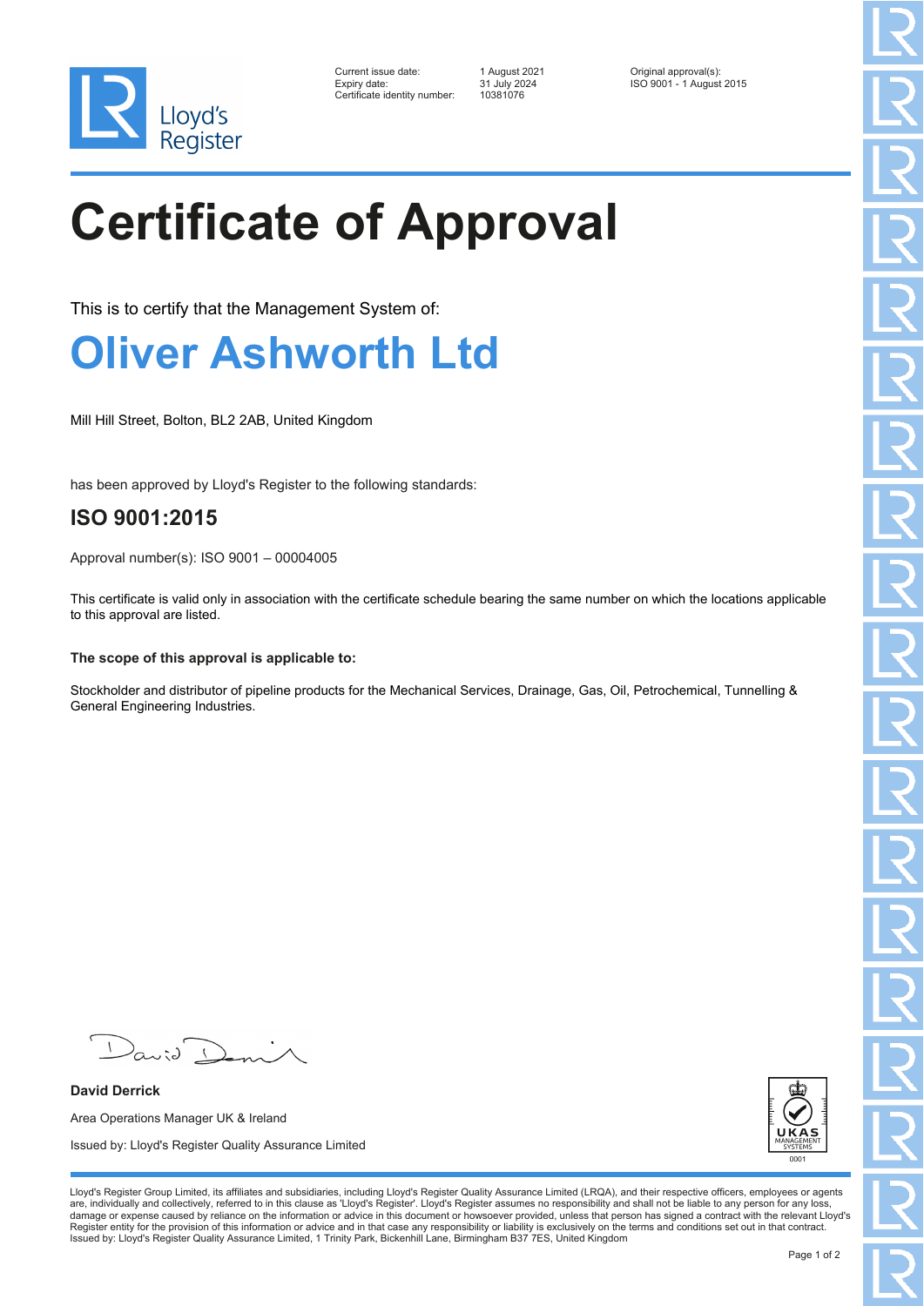Lloyd's Register

| | | |
|---|---|---|
| Current issue date: | 1 August 2021 | Original approval(s): |
| Expiry date: | 31 July 2024 | ISO 9001 - 1 August 2015 |
| Certificate identity number: | 10381076 | |

# Certificate of Approval

This is to certify that the Management System of:

## Oliver Ashworth Ltd

Mill Hill Street, Bolton, BL2 2AB, United Kingdom

has been approved by Lloyd's Register to the following standards:

### ISO 9001:2015

Approval number(s): ISO 9001 – 00004005

This certificate is valid only in association with the certificate schedule bearing the same number on which the locations applicable to this approval are listed.

**The scope of this approval is applicable to:**

Stockholder and distributor of pipeline products for the Mechanical Services, Drainage, Gas, Oil, Petrochemical, Tunnelling & General Engineering Industries.

**David Derrick**

Area Operations Manager UK & Ireland

Issued by: Lloyd's Register Quality Assurance Limited

UKAS MANAGEMENT SYSTEMS 0001

Lloyd's Register Group Limited, its affiliates and subsidiaries, including Lloyd's Register Quality Assurance Limited (LRQA), and their respective officers, employees or agents are, individually and collectively, referred to in this clause as 'Lloyd's Register'. Lloyd's Register assumes no responsibility and shall not be liable to any person for any loss, damage or expense caused by reliance on the information or advice in this document or howsoever provided, unless that person has signed a contract with the relevant Lloyd's Register entity for the provision of this information or advice and in that case any responsibility or liability is exclusively on the terms and conditions set out in that contract.
Issued by: Lloyd's Register Quality Assurance Limited, 1 Trinity Park, Bickenhill Lane, Birmingham B37 7ES, United Kingdom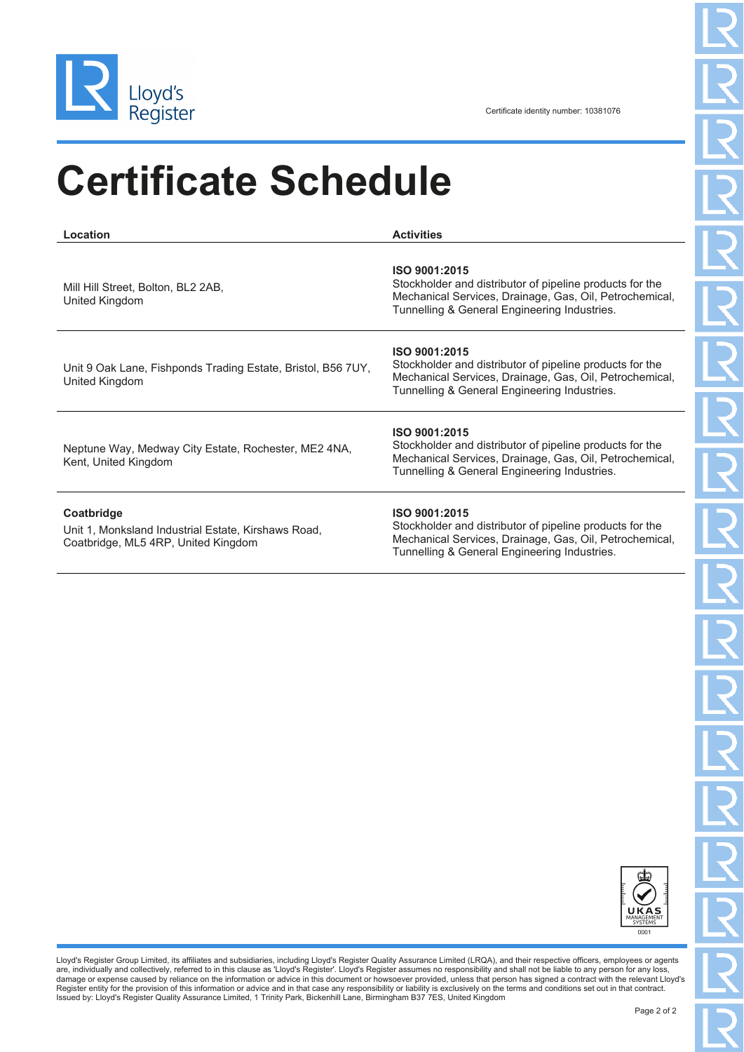Certificate identity number: 10381076

# Certificate Schedule

| Location | Activities |
|---|---|
| Mill Hill Street, Bolton, BL2 2AB, United Kingdom | **ISO 9001:2015** Stockholder and distributor of pipeline products for the Mechanical Services, Drainage, Gas, Oil, Petrochemical, Tunnelling & General Engineering Industries. |
| Unit 9 Oak Lane, Fishponds Trading Estate, Bristol, B56 7UY, United Kingdom | **ISO 9001:2015** Stockholder and distributor of pipeline products for the Mechanical Services, Drainage, Gas, Oil, Petrochemical, Tunnelling & General Engineering Industries. |
| Neptune Way, Medway City Estate, Rochester, ME2 4NA, Kent, United Kingdom | **ISO 9001:2015** Stockholder and distributor of pipeline products for the Mechanical Services, Drainage, Gas, Oil, Petrochemical, Tunnelling & General Engineering Industries. |
| **Coatbridge** Unit 1, Monksland Industrial Estate, Kirshaws Road, Coatbridge, ML5 4RP, United Kingdom | **ISO 9001:2015** Stockholder and distributor of pipeline products for the Mechanical Services, Drainage, Gas, Oil, Petrochemical, Tunnelling & General Engineering Industries. |

UKAS MANAGEMENT SYSTEMS 0001

Lloyd's Register Group Limited, its affiliates and subsidiaries, including Lloyd's Register Quality Assurance Limited (LRQA), and their respective officers, employees or agents are, individually and collectively, referred to in this clause as 'Lloyd's Register'. Lloyd's Register assumes no responsibility and shall not be liable to any person for any loss, damage or expense caused by reliance on the information or advice in this document or howsoever provided, unless that person has signed a contract with the relevant Lloyd's Register entity for the provision of this information or advice and in that case any responsibility or liability is exclusively on the terms and conditions set out in that contract.
Issued by: Lloyd's Register Quality Assurance Limited, 1 Trinity Park, Bickenhill Lane, Birmingham B37 7ES, United Kingdom